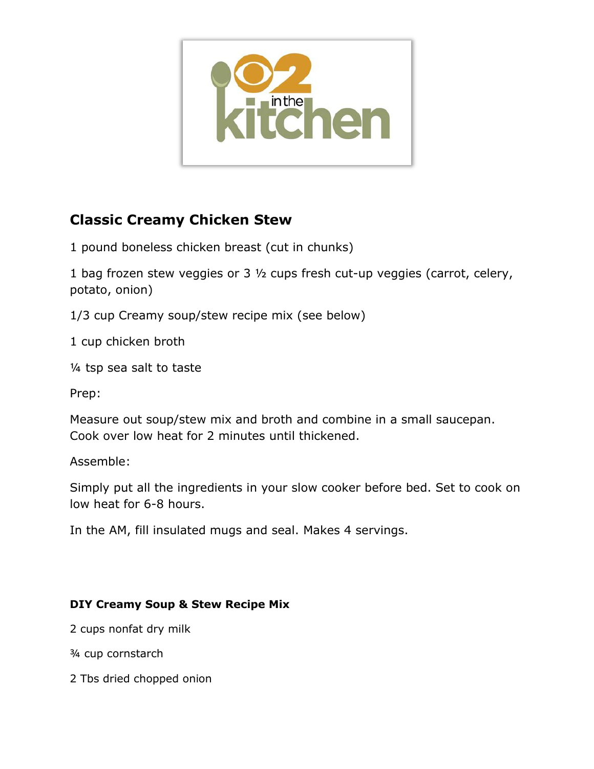## Classic Creamy Chicken Stew

1 pound boneless chicken breast (cut in chunks)

1 bag frozen stew veggies or 3 ½ cups fresh cut-up veggies (carrot, celery, potato, onion)

1/3 cup Creamy soup/stew recipe mix (see below)

1 cup chicken broth

¼ tsp sea salt to taste

Prep:

Measure out soup/stew mix and broth and combine in a small saucepan. Cook over low heat for 2 minutes until thickened.

Assemble:

Simply put all the ingredients in your slow cooker before bed. Set to cook on low heat for 6-8 hours.

In the AM, fill insulated mugs and seal. Makes 4 servings.

#### DIY Creamy Soup & Stew Recipe Mix

2 cups nonfat dry milk

¾ cup cornstarch

2 Tbs dried chopped onion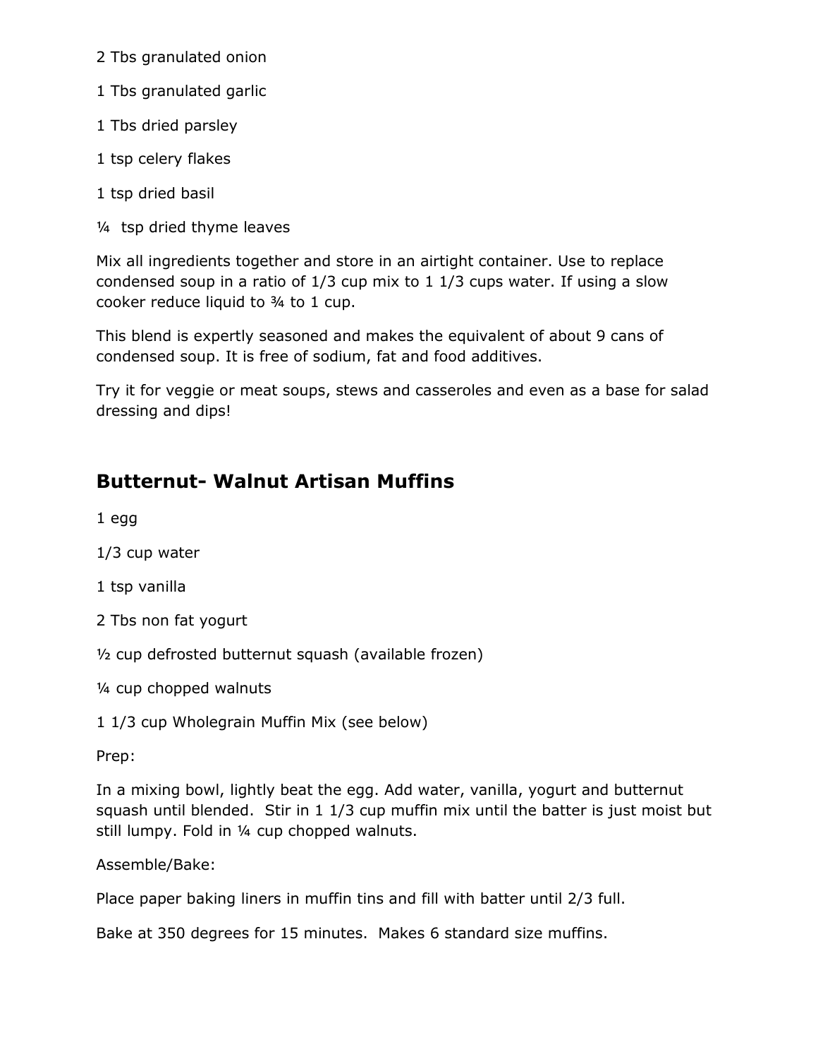2 Tbs granulated onion

1 Tbs granulated garlic

1 Tbs dried parsley

1 tsp celery flakes

1 tsp dried basil

¼ tsp dried thyme leaves

Mix all ingredients together and store in an airtight container. Use to replace condensed soup in a ratio of 1/3 cup mix to 1 1/3 cups water. If using a slow cooker reduce liquid to ¾ to 1 cup.

This blend is expertly seasoned and makes the equivalent of about 9 cans of condensed soup. It is free of sodium, fat and food additives.

Try it for veggie or meat soups, stews and casseroles and even as a base for salad dressing and dips!

## Butternut- Walnut Artisan Muffins

1 egg

1/3 cup water

1 tsp vanilla

2 Tbs non fat yogurt

½ cup defrosted butternut squash (available frozen)

¼ cup chopped walnuts

1 1/3 cup Wholegrain Muffin Mix (see below)

Prep:

In a mixing bowl, lightly beat the egg. Add water, vanilla, yogurt and butternut squash until blended. Stir in 1 1/3 cup muffin mix until the batter is just moist but still lumpy. Fold in ¼ cup chopped walnuts.

Assemble/Bake:

Place paper baking liners in muffin tins and fill with batter until 2/3 full.

Bake at 350 degrees for 15 minutes. Makes 6 standard size muffins.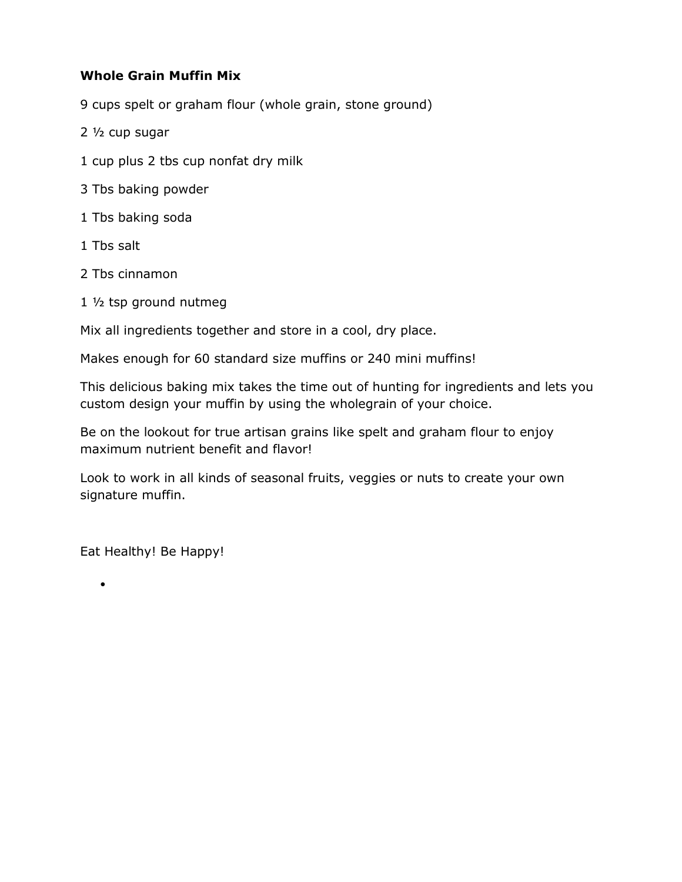**Whole Grain Muffin Mix**

9 cups spelt or graham flour (whole grain, stone ground)

2 ½ cup sugar

1 cup plus 2 tbs cup nonfat dry milk

3 Tbs baking powder

1 Tbs baking soda

1 Tbs salt

2 Tbs cinnamon

1 ½ tsp ground nutmeg

Mix all ingredients together and store in a cool, dry place.

Makes enough for 60 standard size muffins or 240 mini muffins!

This delicious baking mix takes the time out of hunting for ingredients and lets you custom design your muffin by using the wholegrain of your choice.

Be on the lookout for true artisan grains like spelt and graham flour to enjoy maximum nutrient benefit and flavor!

Look to work in all kinds of seasonal fruits, veggies or nuts to create your own signature muffin.

Eat Healthy! Be Happy!